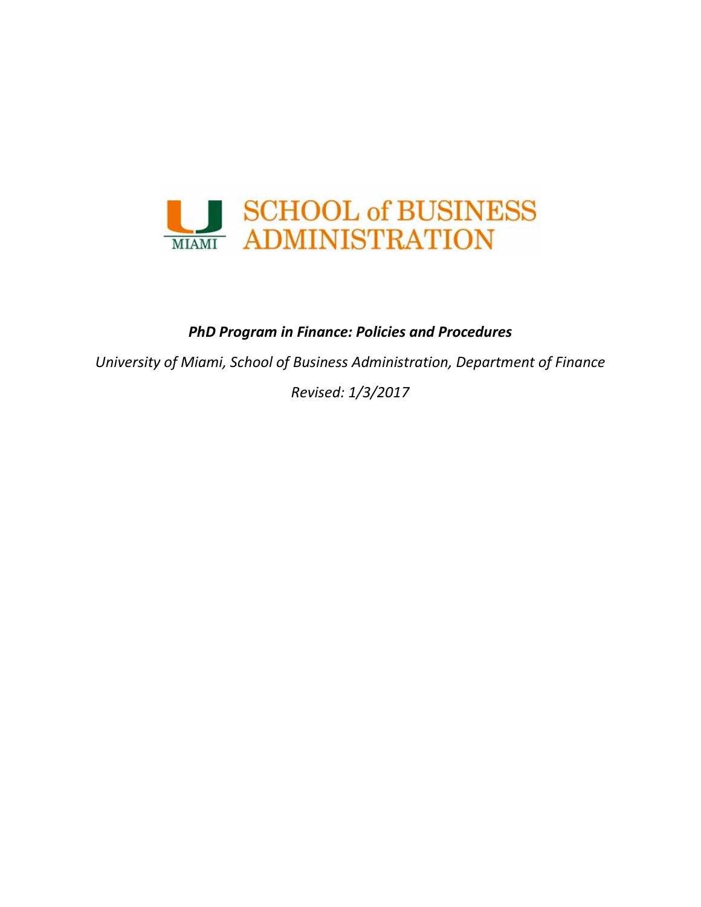SCHOOL of BUSINESS ADMINISTRATION

MIAMI

***PhD Program in Finance: Policies and Procedures***

*University of Miami, School of Business Administration, Department of Finance*

*Revised: 1/3/2017*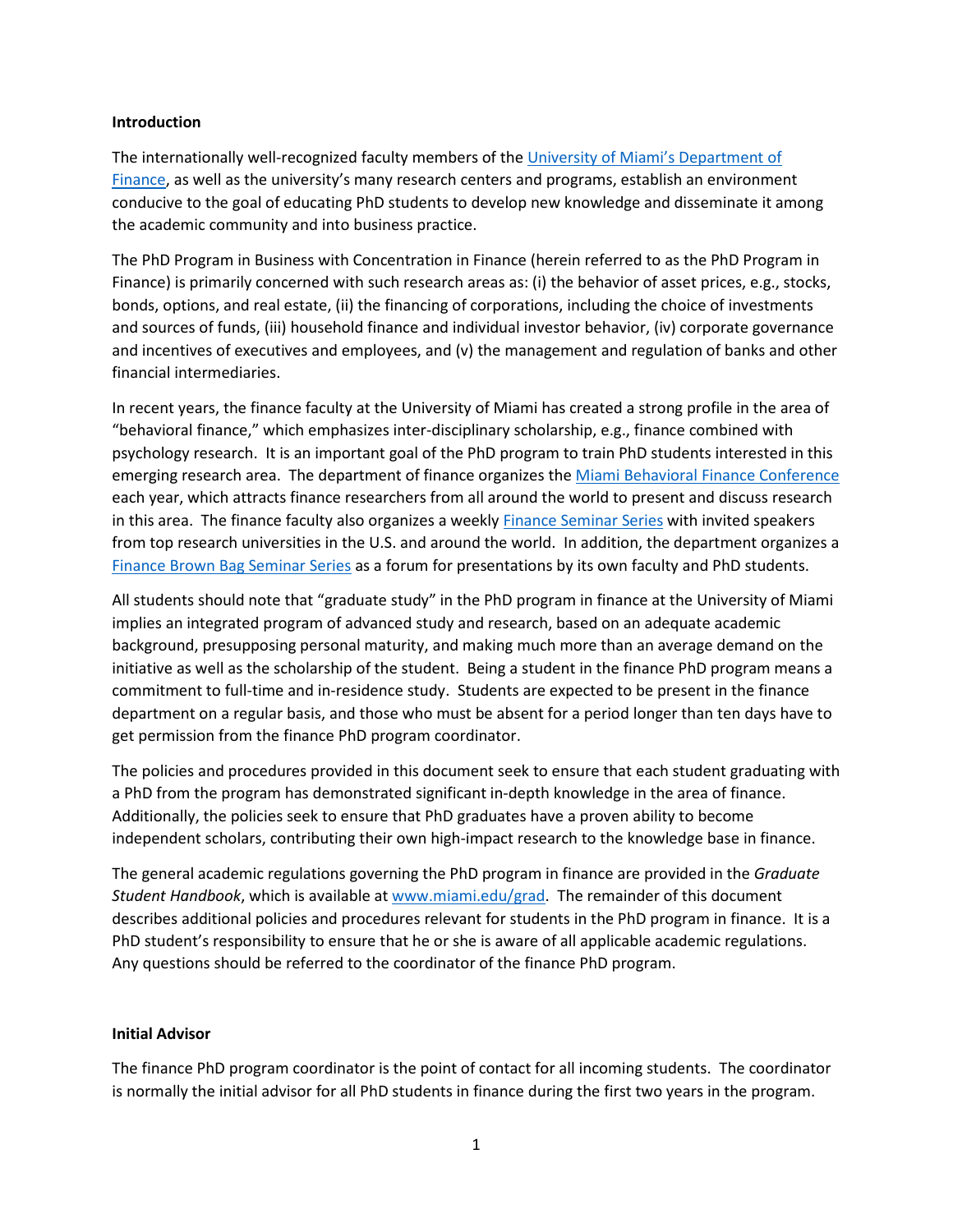**Introduction**

The internationally well-recognized faculty members of the [University of Miami's Department of Finance](), as well as the university's many research centers and programs, establish an environment conducive to the goal of educating PhD students to develop new knowledge and disseminate it among the academic community and into business practice.

The PhD Program in Business with Concentration in Finance (herein referred to as the PhD Program in Finance) is primarily concerned with such research areas as: (i) the behavior of asset prices, e.g., stocks, bonds, options, and real estate, (ii) the financing of corporations, including the choice of investments and sources of funds, (iii) household finance and individual investor behavior, (iv) corporate governance and incentives of executives and employees, and (v) the management and regulation of banks and other financial intermediaries.

In recent years, the finance faculty at the University of Miami has created a strong profile in the area of "behavioral finance," which emphasizes inter-disciplinary scholarship, e.g., finance combined with psychology research. It is an important goal of the PhD program to train PhD students interested in this emerging research area. The department of finance organizes the [Miami Behavioral Finance Conference]() each year, which attracts finance researchers from all around the world to present and discuss research in this area. The finance faculty also organizes a weekly [Finance Seminar Series]() with invited speakers from top research universities in the U.S. and around the world. In addition, the department organizes a [Finance Brown Bag Seminar Series]() as a forum for presentations by its own faculty and PhD students.

All students should note that "graduate study" in the PhD program in finance at the University of Miami implies an integrated program of advanced study and research, based on an adequate academic background, presupposing personal maturity, and making much more than an average demand on the initiative as well as the scholarship of the student. Being a student in the finance PhD program means a commitment to full-time and in-residence study. Students are expected to be present in the finance department on a regular basis, and those who must be absent for a period longer than ten days have to get permission from the finance PhD program coordinator.

The policies and procedures provided in this document seek to ensure that each student graduating with a PhD from the program has demonstrated significant in-depth knowledge in the area of finance. Additionally, the policies seek to ensure that PhD graduates have a proven ability to become independent scholars, contributing their own high-impact research to the knowledge base in finance.

The general academic regulations governing the PhD program in finance are provided in the *Graduate Student Handbook*, which is available at [www.miami.edu/grad](). The remainder of this document describes additional policies and procedures relevant for students in the PhD program in finance. It is a PhD student's responsibility to ensure that he or she is aware of all applicable academic regulations. Any questions should be referred to the coordinator of the finance PhD program.

**Initial Advisor**

The finance PhD program coordinator is the point of contact for all incoming students. The coordinator is normally the initial advisor for all PhD students in finance during the first two years in the program.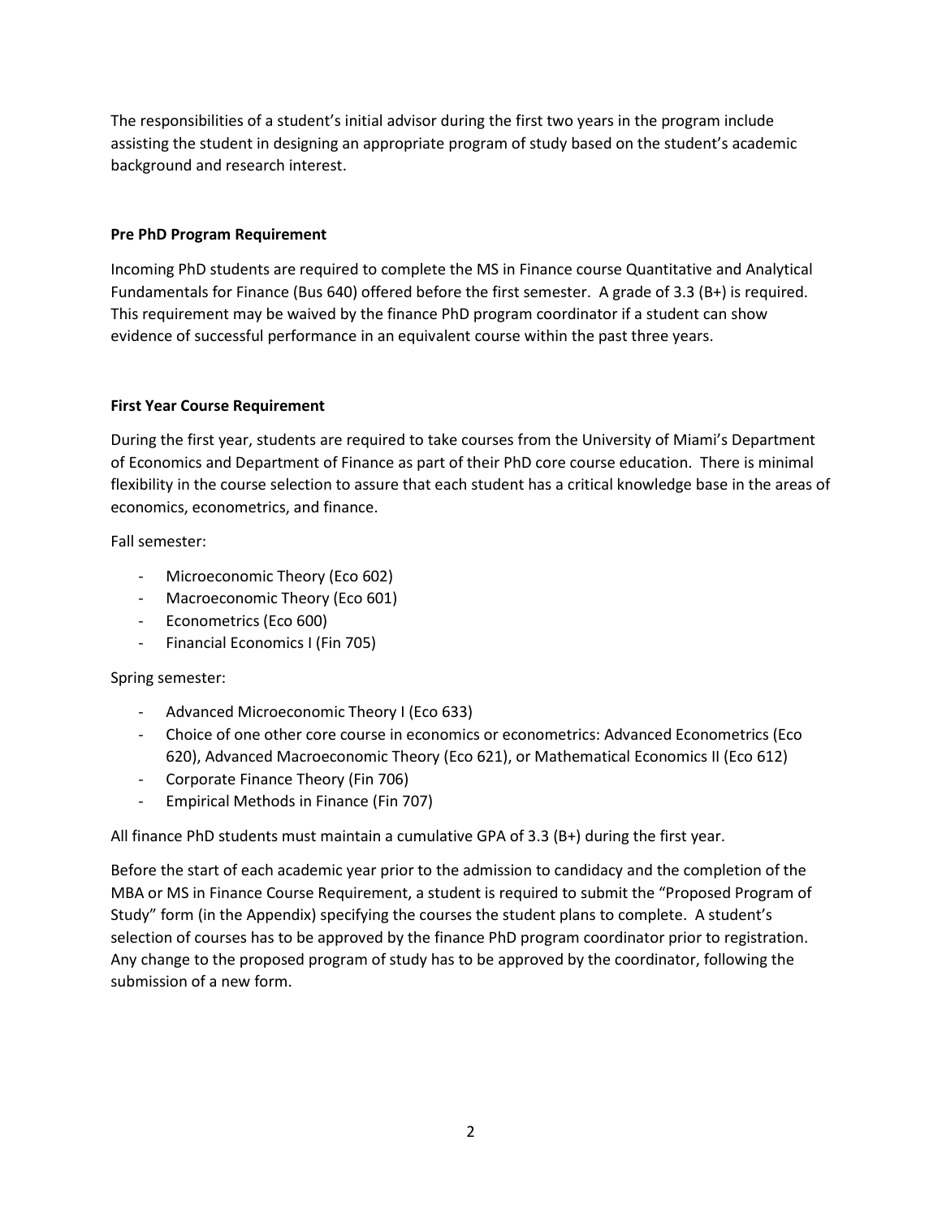The responsibilities of a student's initial advisor during the first two years in the program include assisting the student in designing an appropriate program of study based on the student's academic background and research interest.

**Pre PhD Program Requirement**

Incoming PhD students are required to complete the MS in Finance course Quantitative and Analytical Fundamentals for Finance (Bus 640) offered before the first semester. A grade of 3.3 (B+) is required. This requirement may be waived by the finance PhD program coordinator if a student can show evidence of successful performance in an equivalent course within the past three years.

**First Year Course Requirement**

During the first year, students are required to take courses from the University of Miami's Department of Economics and Department of Finance as part of their PhD core course education. There is minimal flexibility in the course selection to assure that each student has a critical knowledge base in the areas of economics, econometrics, and finance.

Fall semester:

- Microeconomic Theory (Eco 602)
- Macroeconomic Theory (Eco 601)
- Econometrics (Eco 600)
- Financial Economics I (Fin 705)

Spring semester:

- Advanced Microeconomic Theory I (Eco 633)
- Choice of one other core course in economics or econometrics: Advanced Econometrics (Eco 620), Advanced Macroeconomic Theory (Eco 621), or Mathematical Economics II (Eco 612)
- Corporate Finance Theory (Fin 706)
- Empirical Methods in Finance (Fin 707)

All finance PhD students must maintain a cumulative GPA of 3.3 (B+) during the first year.

Before the start of each academic year prior to the admission to candidacy and the completion of the MBA or MS in Finance Course Requirement, a student is required to submit the "Proposed Program of Study" form (in the Appendix) specifying the courses the student plans to complete. A student's selection of courses has to be approved by the finance PhD program coordinator prior to registration. Any change to the proposed program of study has to be approved by the coordinator, following the submission of a new form.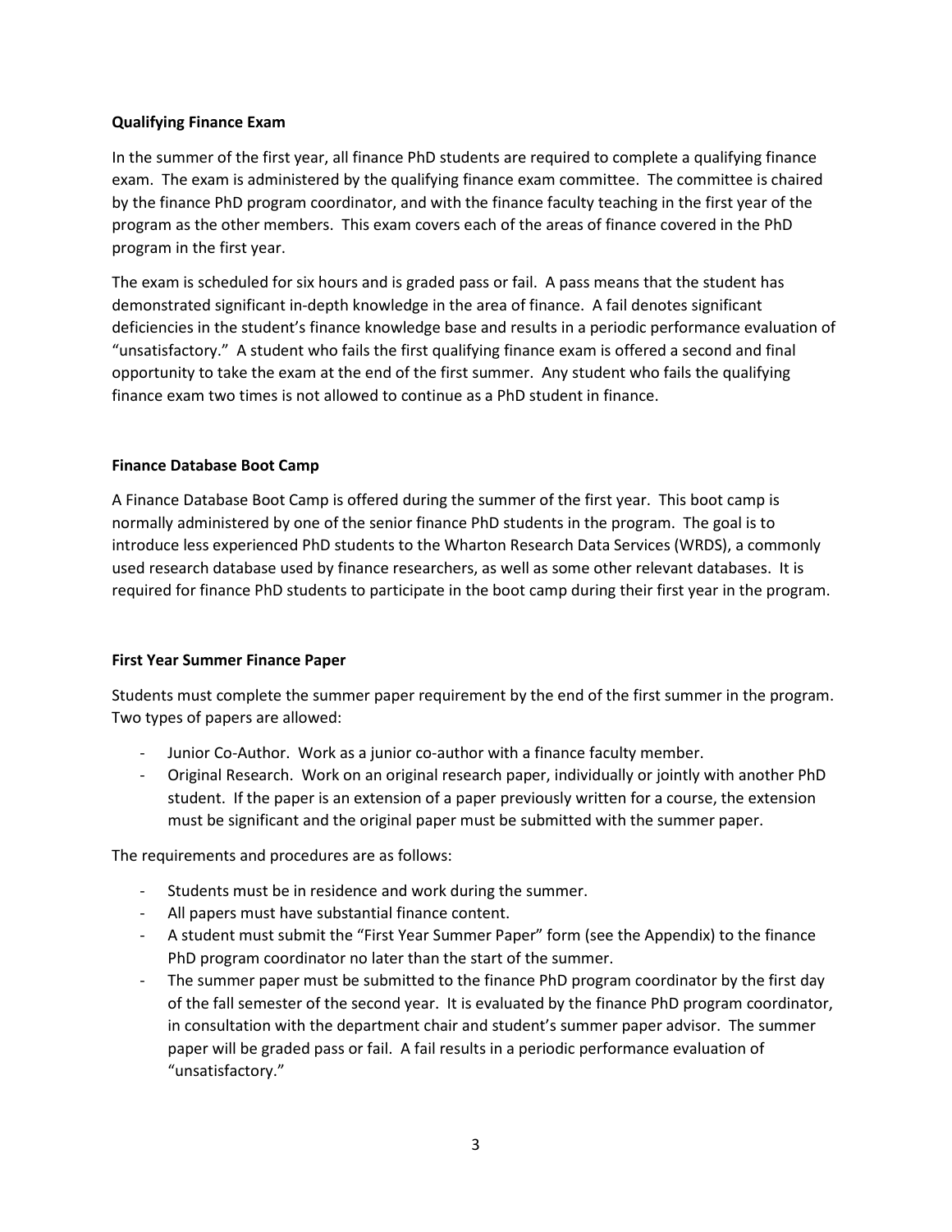**Qualifying Finance Exam**

In the summer of the first year, all finance PhD students are required to complete a qualifying finance exam. The exam is administered by the qualifying finance exam committee. The committee is chaired by the finance PhD program coordinator, and with the finance faculty teaching in the first year of the program as the other members. This exam covers each of the areas of finance covered in the PhD program in the first year.

The exam is scheduled for six hours and is graded pass or fail. A pass means that the student has demonstrated significant in-depth knowledge in the area of finance. A fail denotes significant deficiencies in the student's finance knowledge base and results in a periodic performance evaluation of "unsatisfactory." A student who fails the first qualifying finance exam is offered a second and final opportunity to take the exam at the end of the first summer. Any student who fails the qualifying finance exam two times is not allowed to continue as a PhD student in finance.

**Finance Database Boot Camp**

A Finance Database Boot Camp is offered during the summer of the first year. This boot camp is normally administered by one of the senior finance PhD students in the program. The goal is to introduce less experienced PhD students to the Wharton Research Data Services (WRDS), a commonly used research database used by finance researchers, as well as some other relevant databases. It is required for finance PhD students to participate in the boot camp during their first year in the program.

**First Year Summer Finance Paper**

Students must complete the summer paper requirement by the end of the first summer in the program. Two types of papers are allowed:

- Junior Co-Author. Work as a junior co-author with a finance faculty member.
- Original Research. Work on an original research paper, individually or jointly with another PhD student. If the paper is an extension of a paper previously written for a course, the extension must be significant and the original paper must be submitted with the summer paper.

The requirements and procedures are as follows:

- Students must be in residence and work during the summer.
- All papers must have substantial finance content.
- A student must submit the "First Year Summer Paper" form (see the Appendix) to the finance PhD program coordinator no later than the start of the summer.
- The summer paper must be submitted to the finance PhD program coordinator by the first day of the fall semester of the second year. It is evaluated by the finance PhD program coordinator, in consultation with the department chair and student's summer paper advisor. The summer paper will be graded pass or fail. A fail results in a periodic performance evaluation of "unsatisfactory."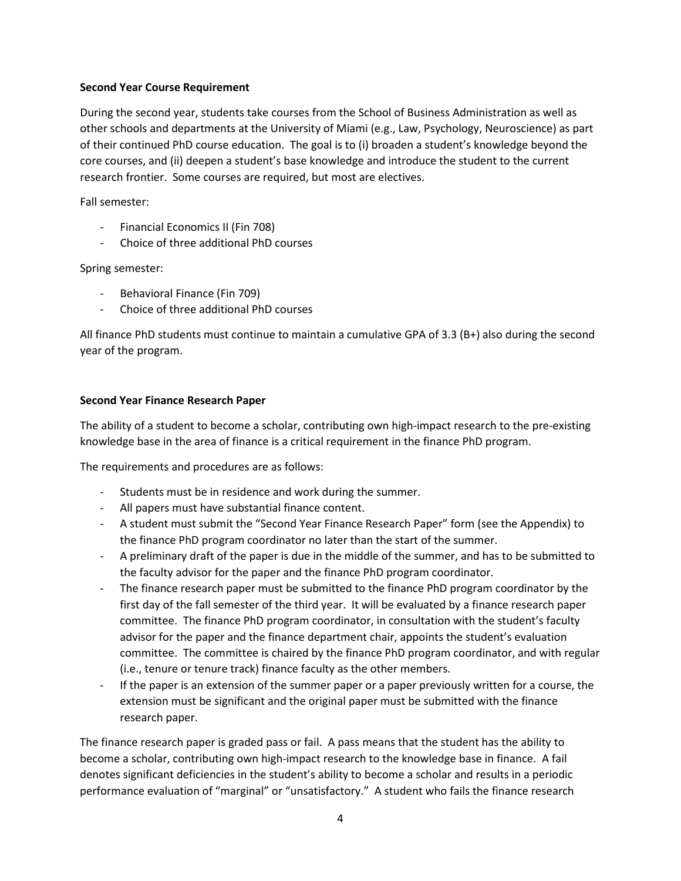**Second Year Course Requirement**

During the second year, students take courses from the School of Business Administration as well as other schools and departments at the University of Miami (e.g., Law, Psychology, Neuroscience) as part of their continued PhD course education. The goal is to (i) broaden a student's knowledge beyond the core courses, and (ii) deepen a student's base knowledge and introduce the student to the current research frontier. Some courses are required, but most are electives.

Fall semester:

- Financial Economics II (Fin 708)
- Choice of three additional PhD courses

Spring semester:

- Behavioral Finance (Fin 709)
- Choice of three additional PhD courses

All finance PhD students must continue to maintain a cumulative GPA of 3.3 (B+) also during the second year of the program.

**Second Year Finance Research Paper**

The ability of a student to become a scholar, contributing own high-impact research to the pre-existing knowledge base in the area of finance is a critical requirement in the finance PhD program.

The requirements and procedures are as follows:

- Students must be in residence and work during the summer.
- All papers must have substantial finance content.
- A student must submit the "Second Year Finance Research Paper" form (see the Appendix) to the finance PhD program coordinator no later than the start of the summer.
- A preliminary draft of the paper is due in the middle of the summer, and has to be submitted to the faculty advisor for the paper and the finance PhD program coordinator.
- The finance research paper must be submitted to the finance PhD program coordinator by the first day of the fall semester of the third year. It will be evaluated by a finance research paper committee. The finance PhD program coordinator, in consultation with the student's faculty advisor for the paper and the finance department chair, appoints the student's evaluation committee. The committee is chaired by the finance PhD program coordinator, and with regular (i.e., tenure or tenure track) finance faculty as the other members.
- If the paper is an extension of the summer paper or a paper previously written for a course, the extension must be significant and the original paper must be submitted with the finance research paper.

The finance research paper is graded pass or fail. A pass means that the student has the ability to become a scholar, contributing own high-impact research to the knowledge base in finance. A fail denotes significant deficiencies in the student's ability to become a scholar and results in a periodic performance evaluation of "marginal" or "unsatisfactory." A student who fails the finance research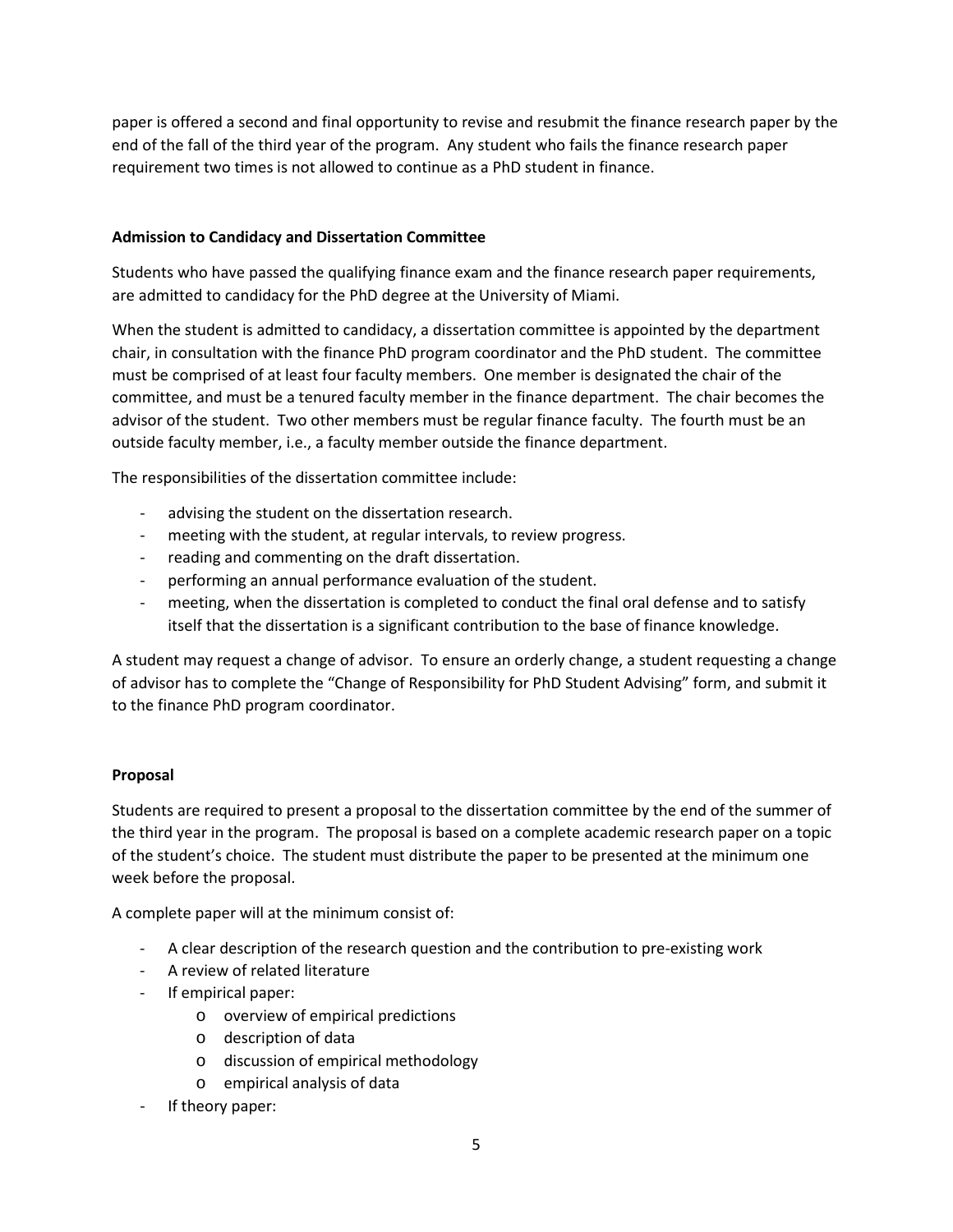paper is offered a second and final opportunity to revise and resubmit the finance research paper by the end of the fall of the third year of the program. Any student who fails the finance research paper requirement two times is not allowed to continue as a PhD student in finance.

**Admission to Candidacy and Dissertation Committee**

Students who have passed the qualifying finance exam and the finance research paper requirements, are admitted to candidacy for the PhD degree at the University of Miami.

When the student is admitted to candidacy, a dissertation committee is appointed by the department chair, in consultation with the finance PhD program coordinator and the PhD student. The committee must be comprised of at least four faculty members. One member is designated the chair of the committee, and must be a tenured faculty member in the finance department. The chair becomes the advisor of the student. Two other members must be regular finance faculty. The fourth must be an outside faculty member, i.e., a faculty member outside the finance department.

The responsibilities of the dissertation committee include:

- advising the student on the dissertation research.
- meeting with the student, at regular intervals, to review progress.
- reading and commenting on the draft dissertation.
- performing an annual performance evaluation of the student.
- meeting, when the dissertation is completed to conduct the final oral defense and to satisfy itself that the dissertation is a significant contribution to the base of finance knowledge.

A student may request a change of advisor. To ensure an orderly change, a student requesting a change of advisor has to complete the "Change of Responsibility for PhD Student Advising" form, and submit it to the finance PhD program coordinator.

**Proposal**

Students are required to present a proposal to the dissertation committee by the end of the summer of the third year in the program. The proposal is based on a complete academic research paper on a topic of the student's choice. The student must distribute the paper to be presented at the minimum one week before the proposal.

A complete paper will at the minimum consist of:

- A clear description of the research question and the contribution to pre-existing work
- A review of related literature
- If empirical paper:
    - overview of empirical predictions
    - description of data
    - discussion of empirical methodology
    - empirical analysis of data
- If theory paper: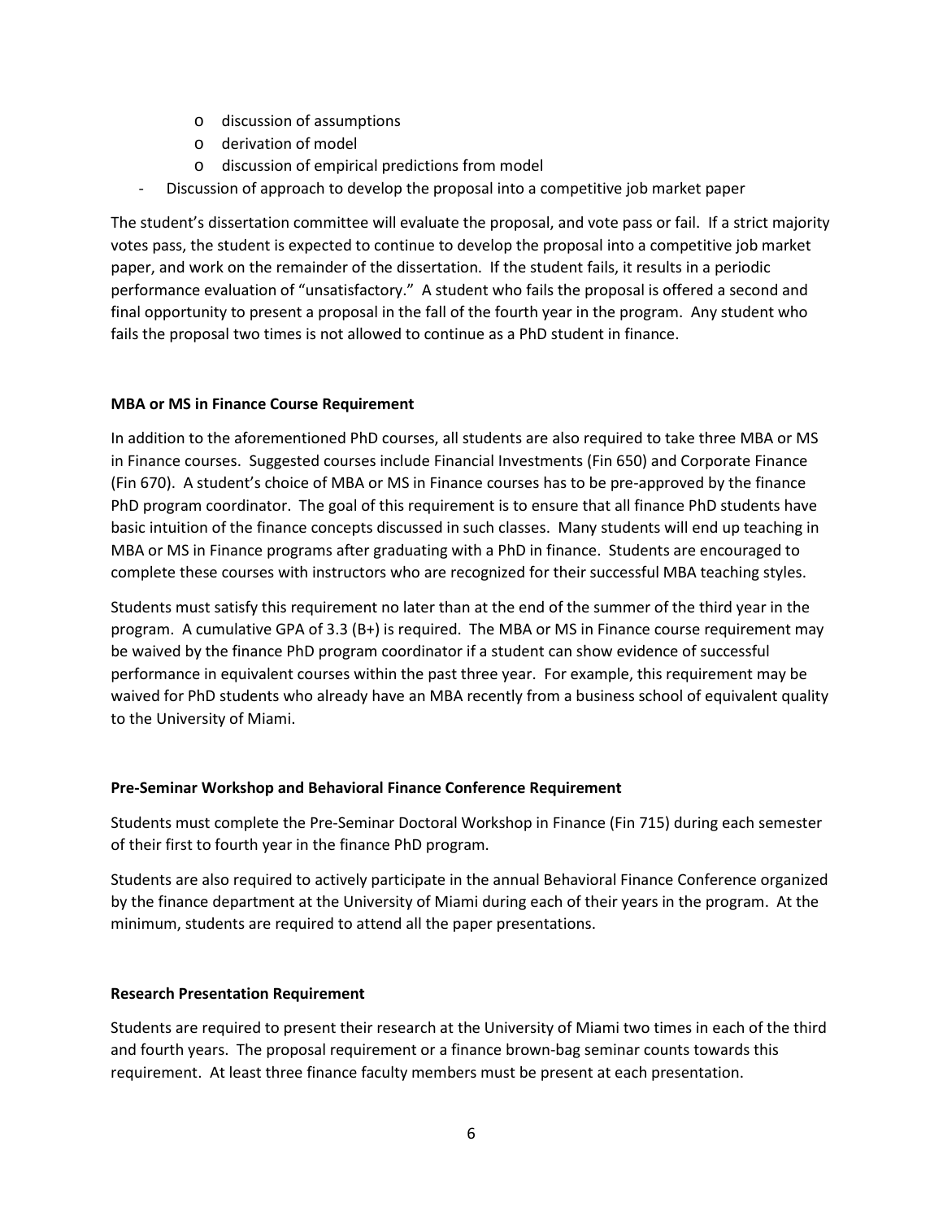- discussion of assumptions
  - derivation of model
  - discussion of empirical predictions from model
- Discussion of approach to develop the proposal into a competitive job market paper

The student's dissertation committee will evaluate the proposal, and vote pass or fail. If a strict majority votes pass, the student is expected to continue to develop the proposal into a competitive job market paper, and work on the remainder of the dissertation. If the student fails, it results in a periodic performance evaluation of "unsatisfactory." A student who fails the proposal is offered a second and final opportunity to present a proposal in the fall of the fourth year in the program. Any student who fails the proposal two times is not allowed to continue as a PhD student in finance.

**MBA or MS in Finance Course Requirement**

In addition to the aforementioned PhD courses, all students are also required to take three MBA or MS in Finance courses. Suggested courses include Financial Investments (Fin 650) and Corporate Finance (Fin 670). A student's choice of MBA or MS in Finance courses has to be pre-approved by the finance PhD program coordinator. The goal of this requirement is to ensure that all finance PhD students have basic intuition of the finance concepts discussed in such classes. Many students will end up teaching in MBA or MS in Finance programs after graduating with a PhD in finance. Students are encouraged to complete these courses with instructors who are recognized for their successful MBA teaching styles.

Students must satisfy this requirement no later than at the end of the summer of the third year in the program. A cumulative GPA of 3.3 (B+) is required. The MBA or MS in Finance course requirement may be waived by the finance PhD program coordinator if a student can show evidence of successful performance in equivalent courses within the past three year. For example, this requirement may be waived for PhD students who already have an MBA recently from a business school of equivalent quality to the University of Miami.

**Pre-Seminar Workshop and Behavioral Finance Conference Requirement**

Students must complete the Pre-Seminar Doctoral Workshop in Finance (Fin 715) during each semester of their first to fourth year in the finance PhD program.

Students are also required to actively participate in the annual Behavioral Finance Conference organized by the finance department at the University of Miami during each of their years in the program. At the minimum, students are required to attend all the paper presentations.

**Research Presentation Requirement**

Students are required to present their research at the University of Miami two times in each of the third and fourth years. The proposal requirement or a finance brown-bag seminar counts towards this requirement. At least three finance faculty members must be present at each presentation.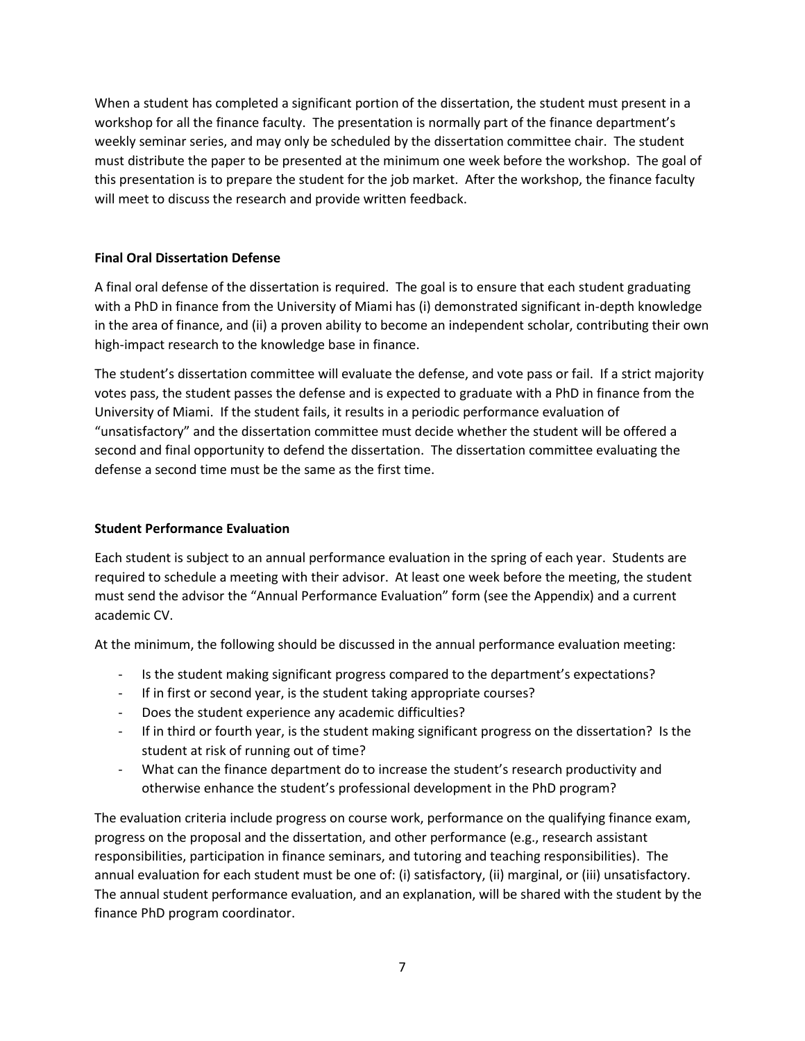When a student has completed a significant portion of the dissertation, the student must present in a workshop for all the finance faculty. The presentation is normally part of the finance department's weekly seminar series, and may only be scheduled by the dissertation committee chair. The student must distribute the paper to be presented at the minimum one week before the workshop. The goal of this presentation is to prepare the student for the job market. After the workshop, the finance faculty will meet to discuss the research and provide written feedback.

**Final Oral Dissertation Defense**

A final oral defense of the dissertation is required. The goal is to ensure that each student graduating with a PhD in finance from the University of Miami has (i) demonstrated significant in-depth knowledge in the area of finance, and (ii) a proven ability to become an independent scholar, contributing their own high-impact research to the knowledge base in finance.

The student's dissertation committee will evaluate the defense, and vote pass or fail. If a strict majority votes pass, the student passes the defense and is expected to graduate with a PhD in finance from the University of Miami. If the student fails, it results in a periodic performance evaluation of "unsatisfactory" and the dissertation committee must decide whether the student will be offered a second and final opportunity to defend the dissertation. The dissertation committee evaluating the defense a second time must be the same as the first time.

**Student Performance Evaluation**

Each student is subject to an annual performance evaluation in the spring of each year. Students are required to schedule a meeting with their advisor. At least one week before the meeting, the student must send the advisor the "Annual Performance Evaluation" form (see the Appendix) and a current academic CV.

At the minimum, the following should be discussed in the annual performance evaluation meeting:

- Is the student making significant progress compared to the department's expectations?
- If in first or second year, is the student taking appropriate courses?
- Does the student experience any academic difficulties?
- If in third or fourth year, is the student making significant progress on the dissertation? Is the student at risk of running out of time?
- What can the finance department do to increase the student's research productivity and otherwise enhance the student's professional development in the PhD program?

The evaluation criteria include progress on course work, performance on the qualifying finance exam, progress on the proposal and the dissertation, and other performance (e.g., research assistant responsibilities, participation in finance seminars, and tutoring and teaching responsibilities). The annual evaluation for each student must be one of: (i) satisfactory, (ii) marginal, or (iii) unsatisfactory. The annual student performance evaluation, and an explanation, will be shared with the student by the finance PhD program coordinator.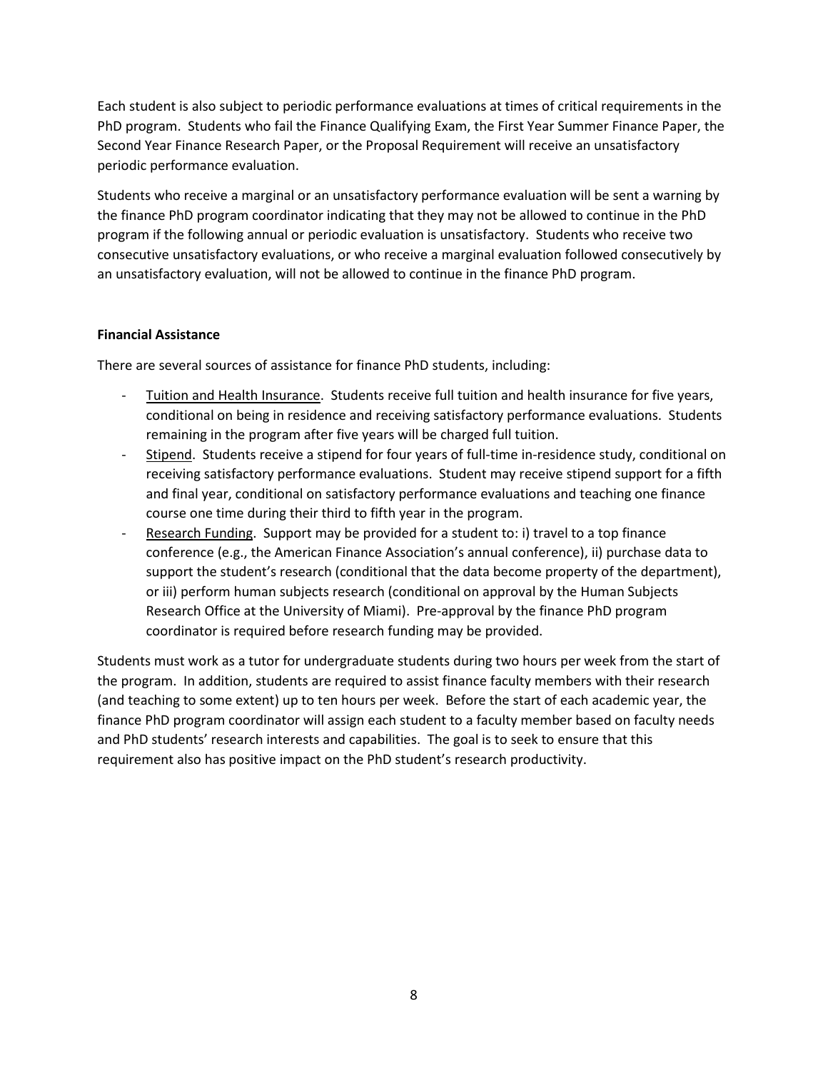Each student is also subject to periodic performance evaluations at times of critical requirements in the PhD program. Students who fail the Finance Qualifying Exam, the First Year Summer Finance Paper, the Second Year Finance Research Paper, or the Proposal Requirement will receive an unsatisfactory periodic performance evaluation.

Students who receive a marginal or an unsatisfactory performance evaluation will be sent a warning by the finance PhD program coordinator indicating that they may not be allowed to continue in the PhD program if the following annual or periodic evaluation is unsatisfactory. Students who receive two consecutive unsatisfactory evaluations, or who receive a marginal evaluation followed consecutively by an unsatisfactory evaluation, will not be allowed to continue in the finance PhD program.

**Financial Assistance**

There are several sources of assistance for finance PhD students, including:

- Tuition and Health Insurance. Students receive full tuition and health insurance for five years, conditional on being in residence and receiving satisfactory performance evaluations. Students remaining in the program after five years will be charged full tuition.
- Stipend. Students receive a stipend for four years of full-time in-residence study, conditional on receiving satisfactory performance evaluations. Student may receive stipend support for a fifth and final year, conditional on satisfactory performance evaluations and teaching one finance course one time during their third to fifth year in the program.
- Research Funding. Support may be provided for a student to: i) travel to a top finance conference (e.g., the American Finance Association's annual conference), ii) purchase data to support the student's research (conditional that the data become property of the department), or iii) perform human subjects research (conditional on approval by the Human Subjects Research Office at the University of Miami). Pre-approval by the finance PhD program coordinator is required before research funding may be provided.

Students must work as a tutor for undergraduate students during two hours per week from the start of the program. In addition, students are required to assist finance faculty members with their research (and teaching to some extent) up to ten hours per week. Before the start of each academic year, the finance PhD program coordinator will assign each student to a faculty member based on faculty needs and PhD students' research interests and capabilities. The goal is to seek to ensure that this requirement also has positive impact on the PhD student's research productivity.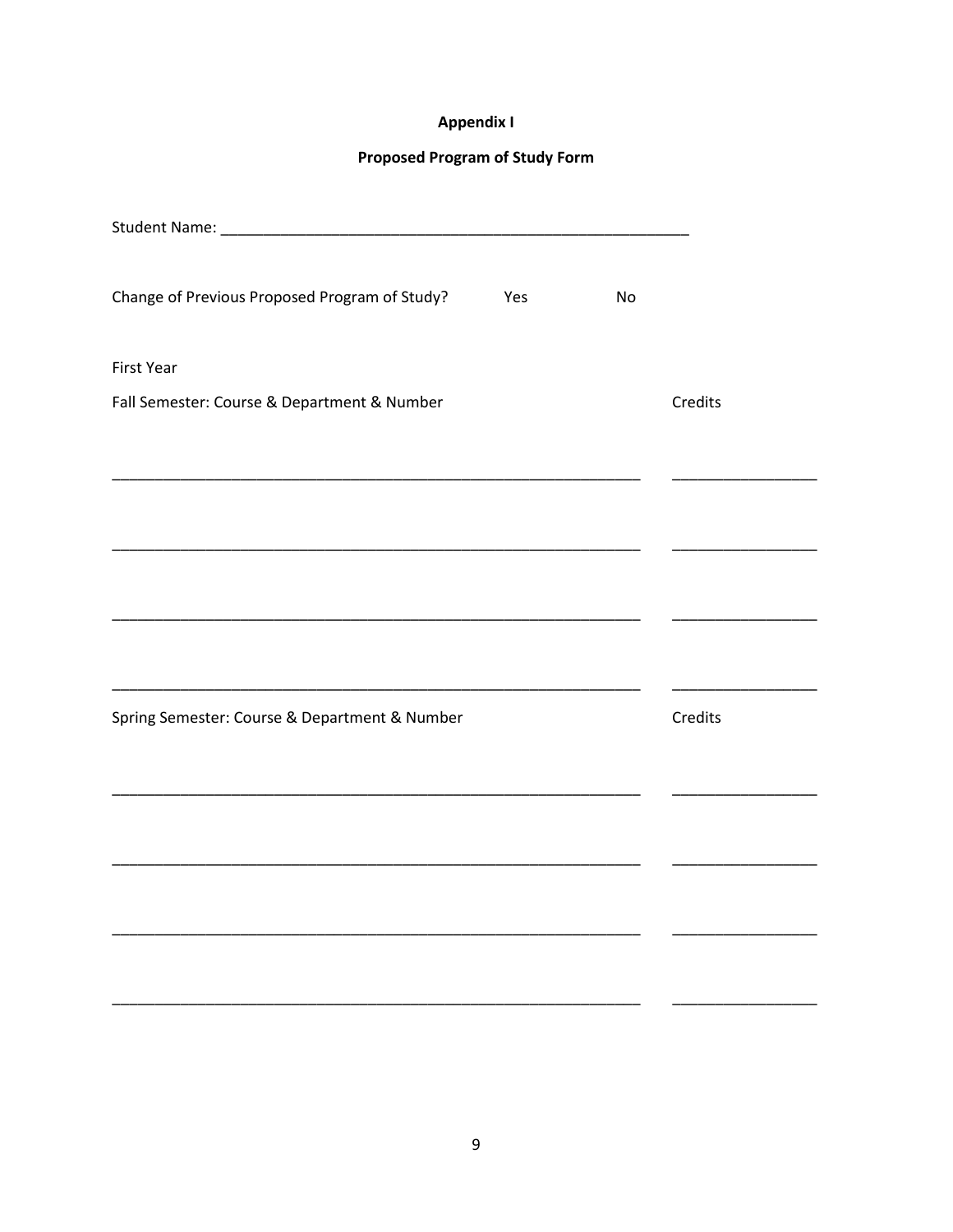**Appendix I**

**Proposed Program of Study Form**

Student Name: ________________________________________________________

Change of Previous Proposed Program of Study? Yes No

First Year

| Fall Semester: Course & Department & Number | Credits |
| --- | --- |
| ______________________________________________________________ | ________________ |
| ______________________________________________________________ | ________________ |
| ______________________________________________________________ | ________________ |
| ______________________________________________________________ | ________________ |

| Spring Semester: Course & Department & Number | Credits |
| --- | --- |
| ______________________________________________________________ | ________________ |
| ______________________________________________________________ | ________________ |
| ______________________________________________________________ | ________________ |
| ______________________________________________________________ | ________________ |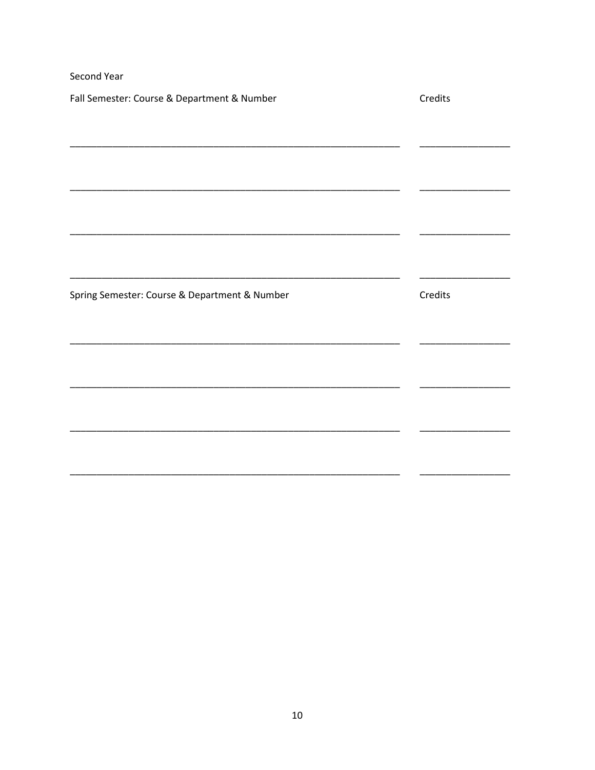Second Year

| Fall Semester: Course & Department & Number | Credits |
| --- | --- |
| ______________________________________________________________ | ________________ |
| ______________________________________________________________ | ________________ |
| ______________________________________________________________ | ________________ |
| ______________________________________________________________ | ________________ |

| Spring Semester: Course & Department & Number | Credits |
| --- | --- |
| ______________________________________________________________ | ________________ |
| ______________________________________________________________ | ________________ |
| ______________________________________________________________ | ________________ |
| ______________________________________________________________ | ________________ |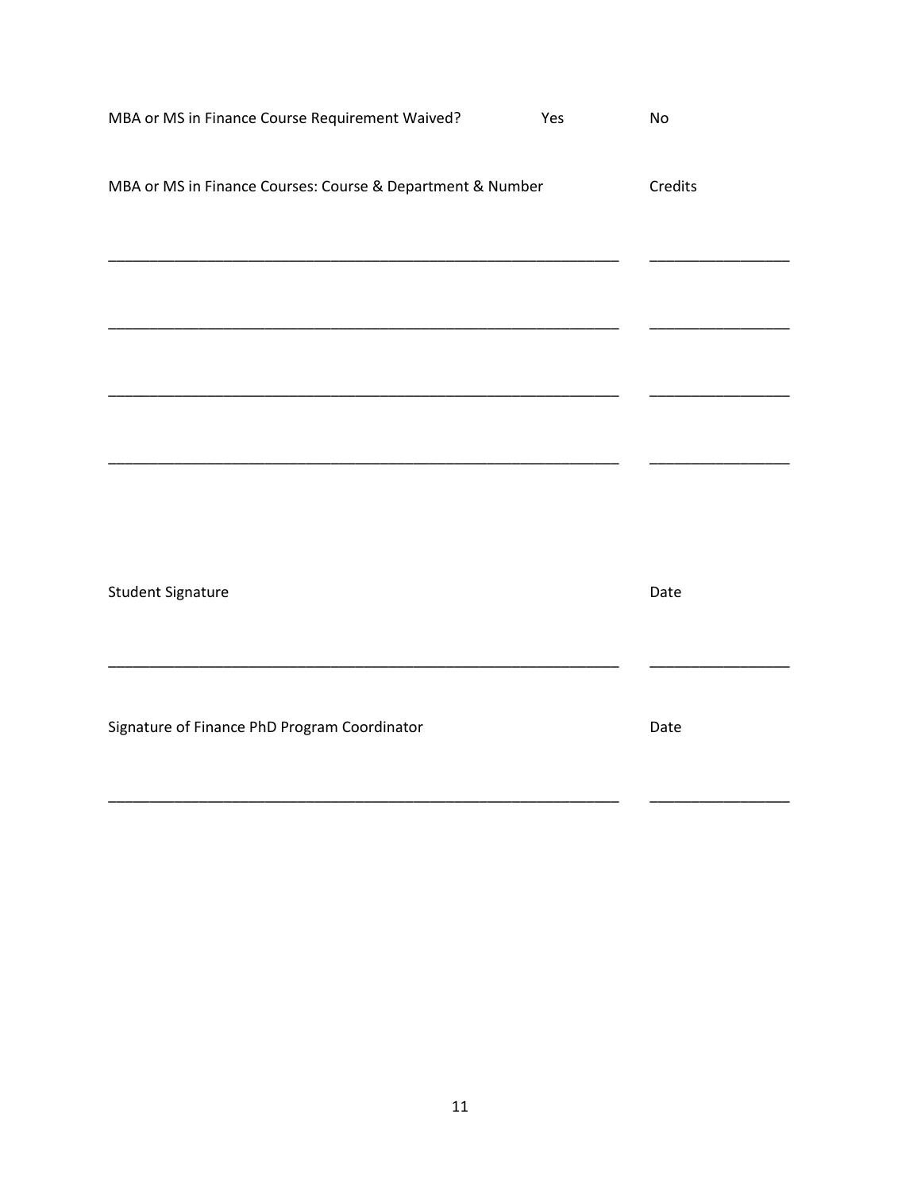MBA or MS in Finance Course Requirement Waived? Yes No

| MBA or MS in Finance Courses: Course & Department & Number | Credits |
| --- | --- |
| ______________________________________________________ | ______________ |
| ______________________________________________________ | ______________ |
| ______________________________________________________ | ______________ |
| ______________________________________________________ | ______________ |

| Student Signature | Date |
| --- | --- |
| ______________________________________________________ | ______________ |

| Signature of Finance PhD Program Coordinator | Date |
| --- | --- |
| ______________________________________________________ | ______________ |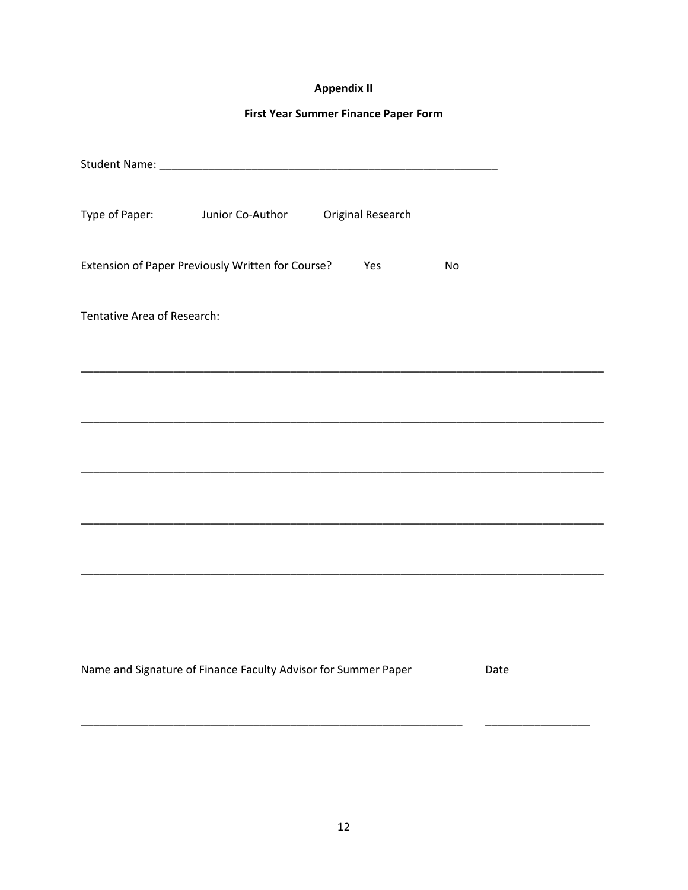**Appendix II**

**First Year Summer Finance Paper Form**

Student Name: _______________________________________________________

Type of Paper: Junior Co-Author Original Research

Extension of Paper Previously Written for Course? Yes No

Tentative Area of Research:

_____________________________________________________________________________________

_____________________________________________________________________________________

_____________________________________________________________________________________

_____________________________________________________________________________________

_____________________________________________________________________________________

Name and Signature of Finance Faculty Advisor for Summer Paper Date

______________________________________________________________ ________________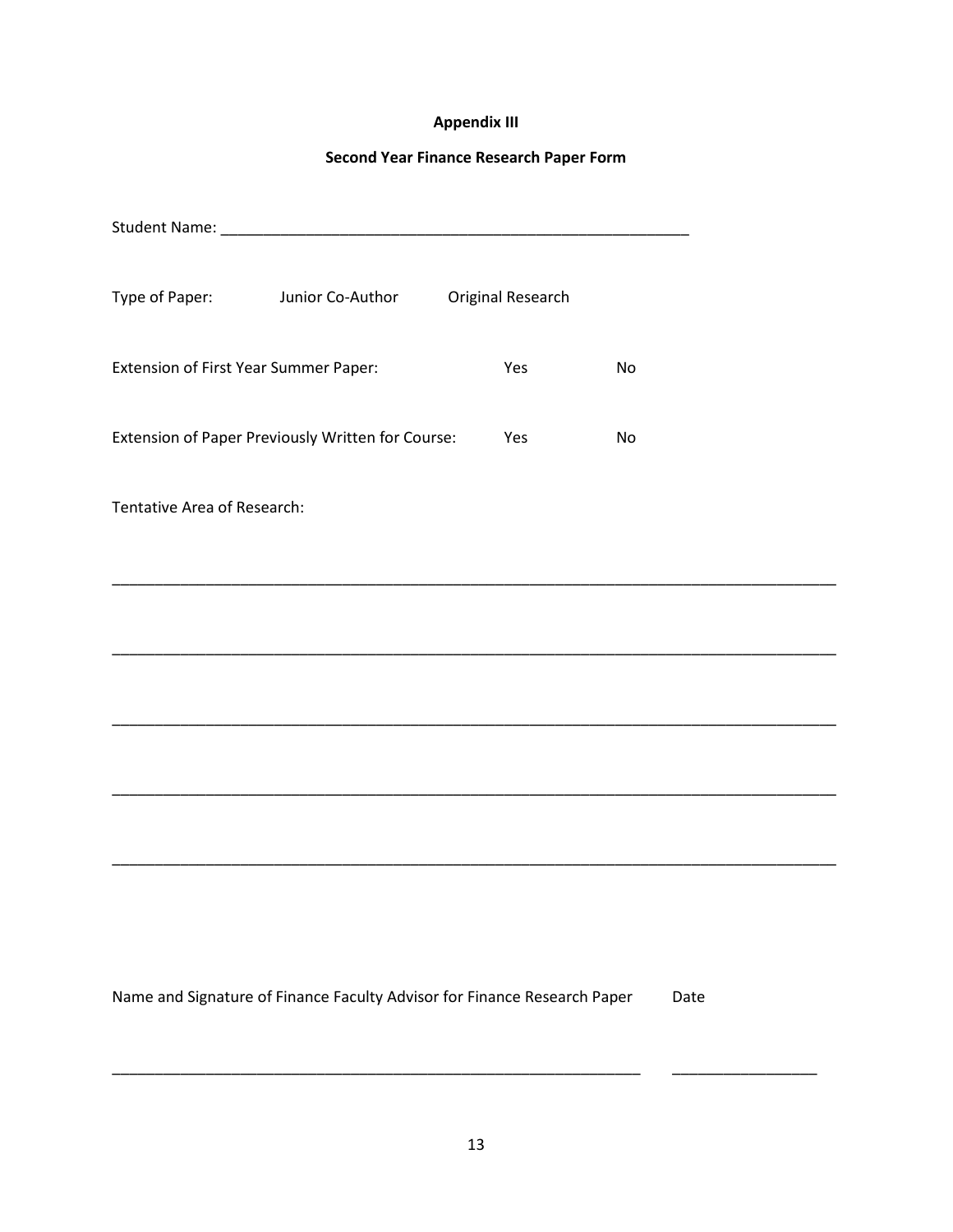**Appendix III**

**Second Year Finance Research Paper Form**

Student Name: ________________________________________________________

Type of Paper: Junior Co-Author Original Research

Extension of First Year Summer Paper: Yes No

Extension of Paper Previously Written for Course: Yes No

Tentative Area of Research:

_____________________________________________________________________________________

_____________________________________________________________________________________

_____________________________________________________________________________________

_____________________________________________________________________________________

_____________________________________________________________________________________

Name and Signature of Finance Faculty Advisor for Finance Research Paper Date

_______________________________________________________________ ________________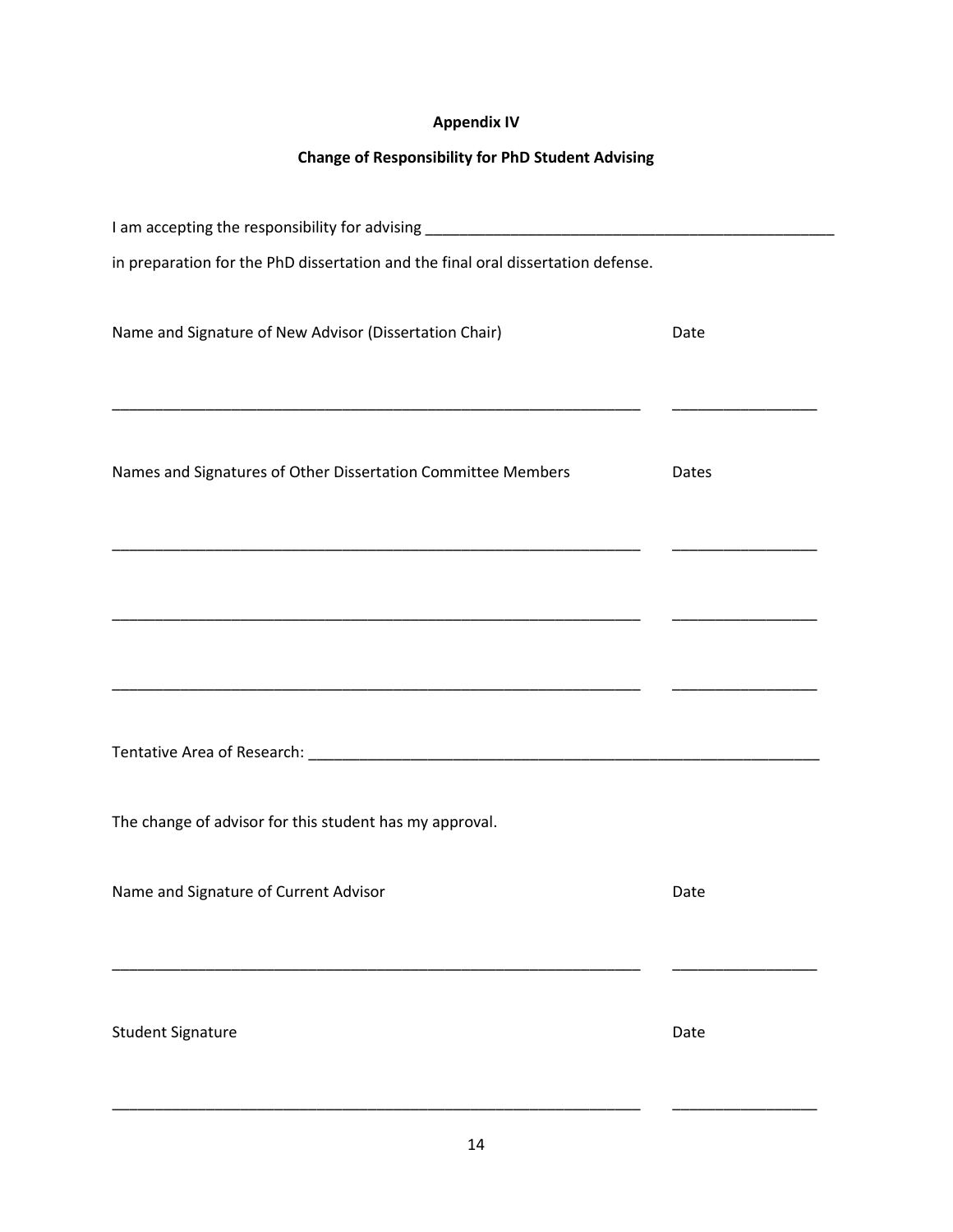**Appendix IV**

**Change of Responsibility for PhD Student Advising**

I am accepting the responsibility for advising ___________________________________________________

in preparation for the PhD dissertation and the final oral dissertation defense.

Name and Signature of New Advisor (Dissertation Chair) Date

_________________________________________________________________ _________________

Names and Signatures of Other Dissertation Committee Members Dates

_________________________________________________________________ _________________

_________________________________________________________________ _________________

_________________________________________________________________ _________________

Tentative Area of Research: _______________________________________________________________

The change of advisor for this student has my approval.

Name and Signature of Current Advisor Date

_________________________________________________________________ _________________

Student Signature Date

_________________________________________________________________ _________________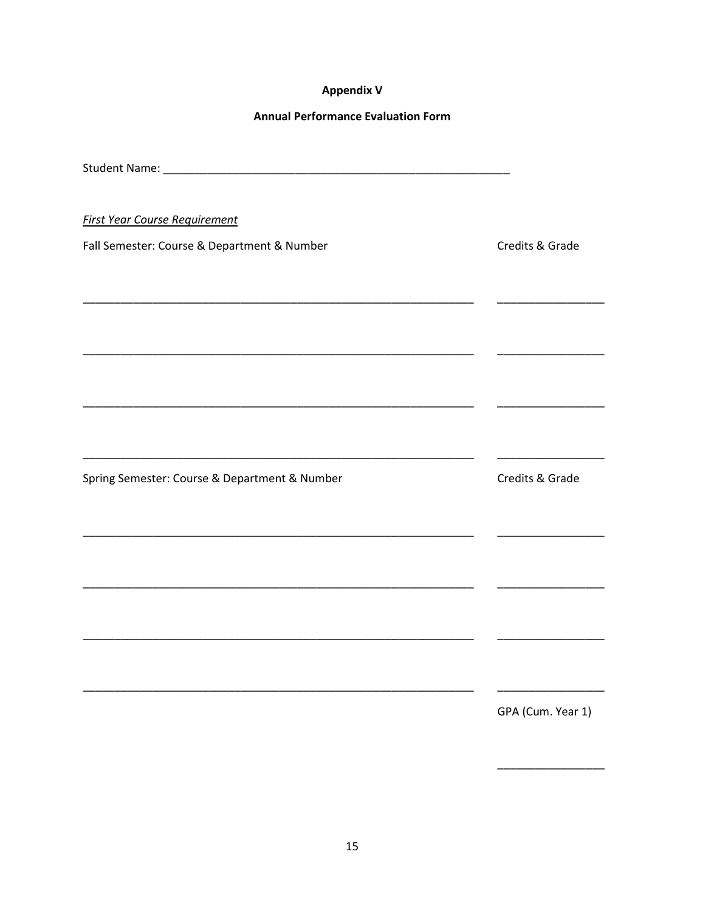**Appendix V**

**Annual Performance Evaluation Form**

Student Name: ________________________________________________________

*First Year Course Requirement*

| Fall Semester: Course & Department & Number | Credits & Grade |
|---|---|
| ______________________________________________ | ________________ |
| ______________________________________________ | ________________ |
| ______________________________________________ | ________________ |
| ______________________________________________ | ________________ |

| Spring Semester: Course & Department & Number | Credits & Grade |
|---|---|
| ______________________________________________ | ________________ |
| ______________________________________________ | ________________ |
| ______________________________________________ | ________________ |
| ______________________________________________ | ________________ |

GPA (Cum. Year 1)

________________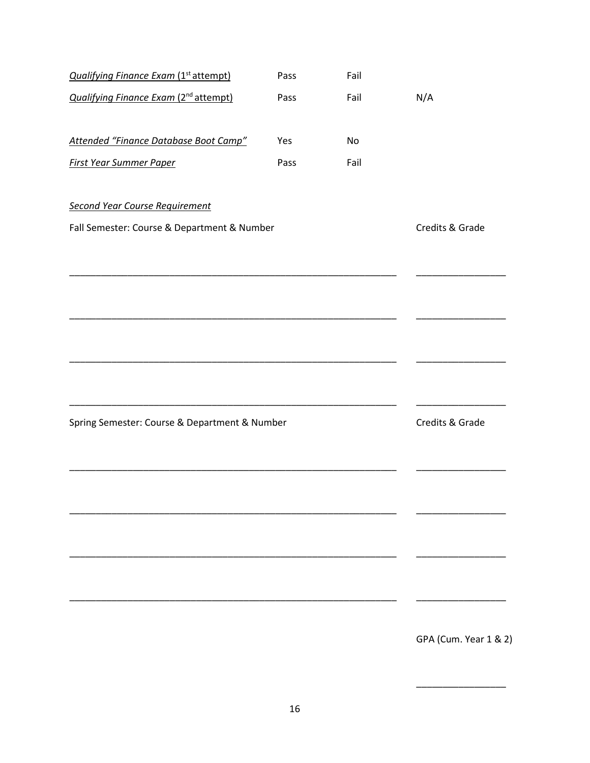| | | | |
|---|---|---|---|
| ***Qualifying Finance Exam*** (1st attempt) | Pass | Fail | |
| ***Qualifying Finance Exam*** (2nd attempt) | Pass | Fail | N/A |
| ***Attended "Finance Database Boot Camp"*** | Yes | No | |
| ***First Year Summer Paper*** | Pass | Fail | |

***Second Year Course Requirement***

| Fall Semester: Course & Department & Number | Credits & Grade |
|---|---|
| ______________________________ | ____________ |
| ______________________________ | ____________ |
| ______________________________ | ____________ |
| ______________________________ | ____________ |

| Spring Semester: Course & Department & Number | Credits & Grade |
|---|---|
| ______________________________ | ____________ |
| ______________________________ | ____________ |
| ______________________________ | ____________ |
| ______________________________ | ____________ |

GPA (Cum. Year 1 & 2)

____________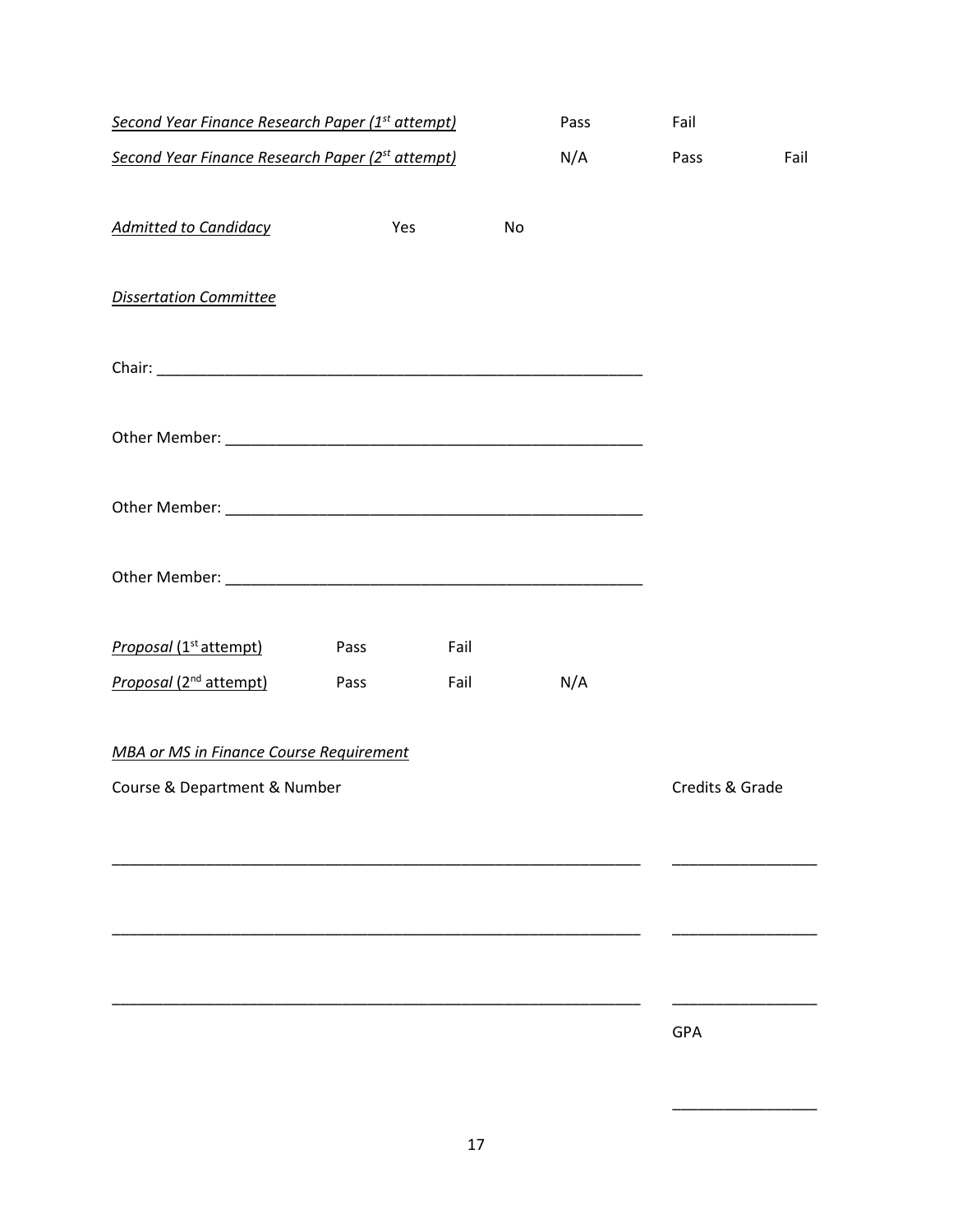*Second Year Finance Research Paper (1st attempt)* Pass Fail

*Second Year Finance Research Paper (2st attempt)* N/A Pass Fail

*Admitted to Candidacy* Yes No

*Dissertation Committee*

Chair: ________________________________________________

Other Member: ________________________________________________

Other Member: ________________________________________________

Other Member: ________________________________________________

*Proposal* (1st attempt) Pass Fail

*Proposal* (2nd attempt) Pass Fail N/A

*MBA or MS in Finance Course Requirement*

| Course & Department & Number | Credits & Grade |
| --- | --- |
| ________________________________________________ | ______________ |
| ________________________________________________ | ______________ |
| ________________________________________________ | ______________ |
| | GPA |
| | ______________ |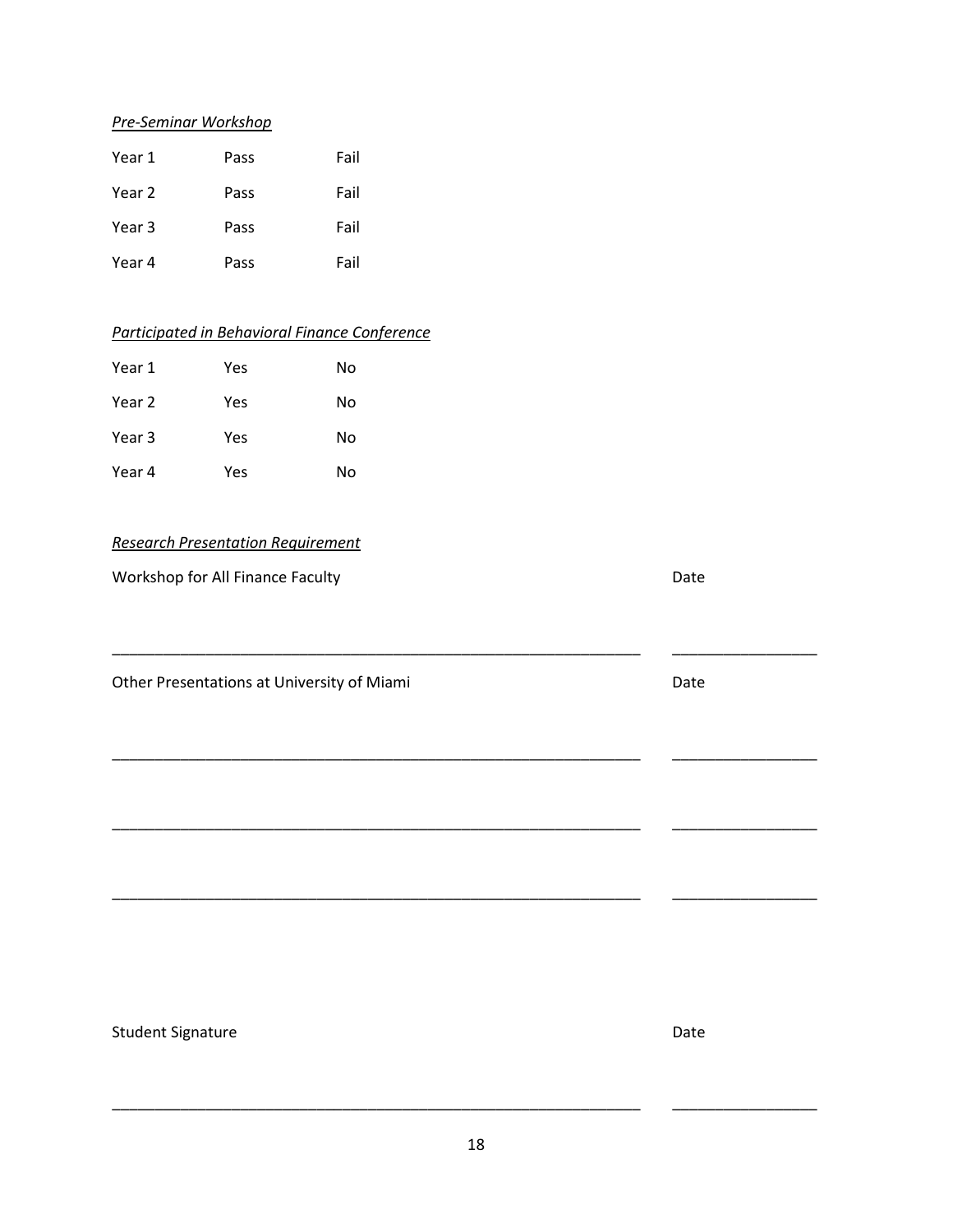*Pre-Seminar Workshop*

| | | |
|---|---|---|
| Year 1 | Pass | Fail |
| Year 2 | Pass | Fail |
| Year 3 | Pass | Fail |
| Year 4 | Pass | Fail |

*Participated in Behavioral Finance Conference*

| | | |
|---|---|---|
| Year 1 | Yes | No |
| Year 2 | Yes | No |
| Year 3 | Yes | No |
| Year 4 | Yes | No |

*Research Presentation Requirement*

Workshop for All Finance Faculty Date

_______________________________________________ _____________

Other Presentations at University of Miami Date

_______________________________________________ _____________

_______________________________________________ _____________

_______________________________________________ _____________

Student Signature Date

_______________________________________________ _____________